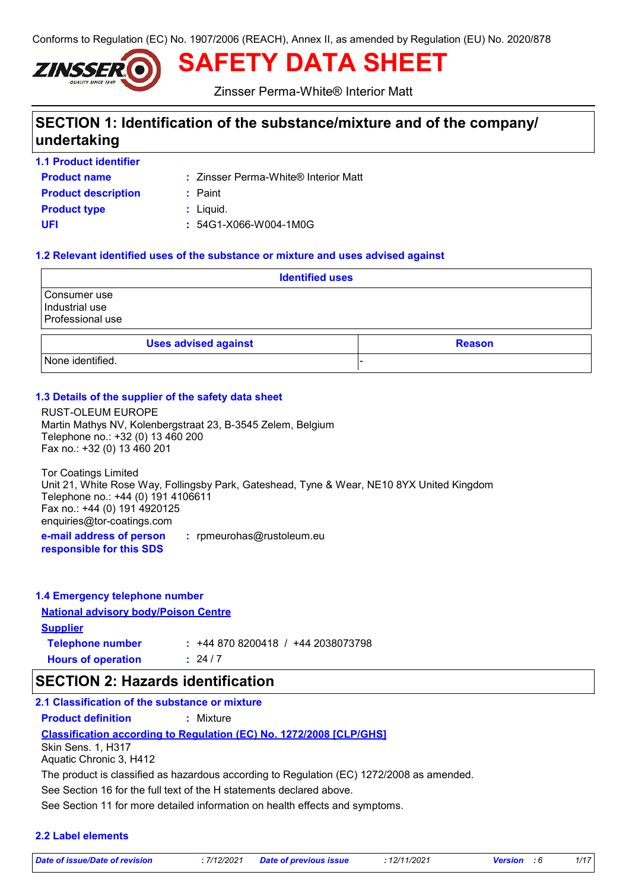Conforms to Regulation (EC) No. 1907/2006 (REACH), Annex II, as amended by Regulation (EU) No. 2020/878

# SAFETY DATA SHEET

Zinsser Perma-White® Interior Matt

## SECTION 1: Identification of the substance/mixture and of the company/ undertaking

### 1.1 Product identifier

**Product name** : Zinsser Perma-White® Interior Matt

**Product description** : Paint

**Product type** : Liquid.

**UFI** : 54G1-X066-W004-1M0G

### 1.2 Relevant identified uses of the substance or mixture and uses advised against

| Identified uses |
|---|
| Consumer use<br>Industrial use<br>Professional use |

| Uses advised against | Reason |
|---|---|
| None identified. | - |

### 1.3 Details of the supplier of the safety data sheet

RUST-OLEUM EUROPE
Martin Mathys NV, Kolenbergstraat 23, B-3545 Zelem, Belgium
Telephone no.: +32 (0) 13 460 200
Fax no.: +32 (0) 13 460 201

Tor Coatings Limited
Unit 21, White Rose Way, Follingsby Park, Gateshead, Tyne & Wear, NE10 8YX United Kingdom
Telephone no.: +44 (0) 191 4106611
Fax no.: +44 (0) 191 4920125
enquiries@tor-coatings.com

**e-mail address of person responsible for this SDS** : rpmeurohas@rustoleum.eu

### 1.4 Emergency telephone number

**National advisory body/Poison Centre**

**Supplier**

**Telephone number** : +44 870 8200418 / +44 2038073798

**Hours of operation** : 24 / 7

## SECTION 2: Hazards identification

### 2.1 Classification of the substance or mixture

**Product definition** : Mixture

**Classification according to Regulation (EC) No. 1272/2008 [CLP/GHS]**

Skin Sens. 1, H317
Aquatic Chronic 3, H412

The product is classified as hazardous according to Regulation (EC) 1272/2008 as amended.

See Section 16 for the full text of the H statements declared above.

See Section 11 for more detailed information on health effects and symptoms.

### 2.2 Label elements

| Date of issue/Date of revision | : 7/12/2021 | Date of previous issue | : 12/11/2021 | Version | : 6 |
|---|---|---|---|---|---|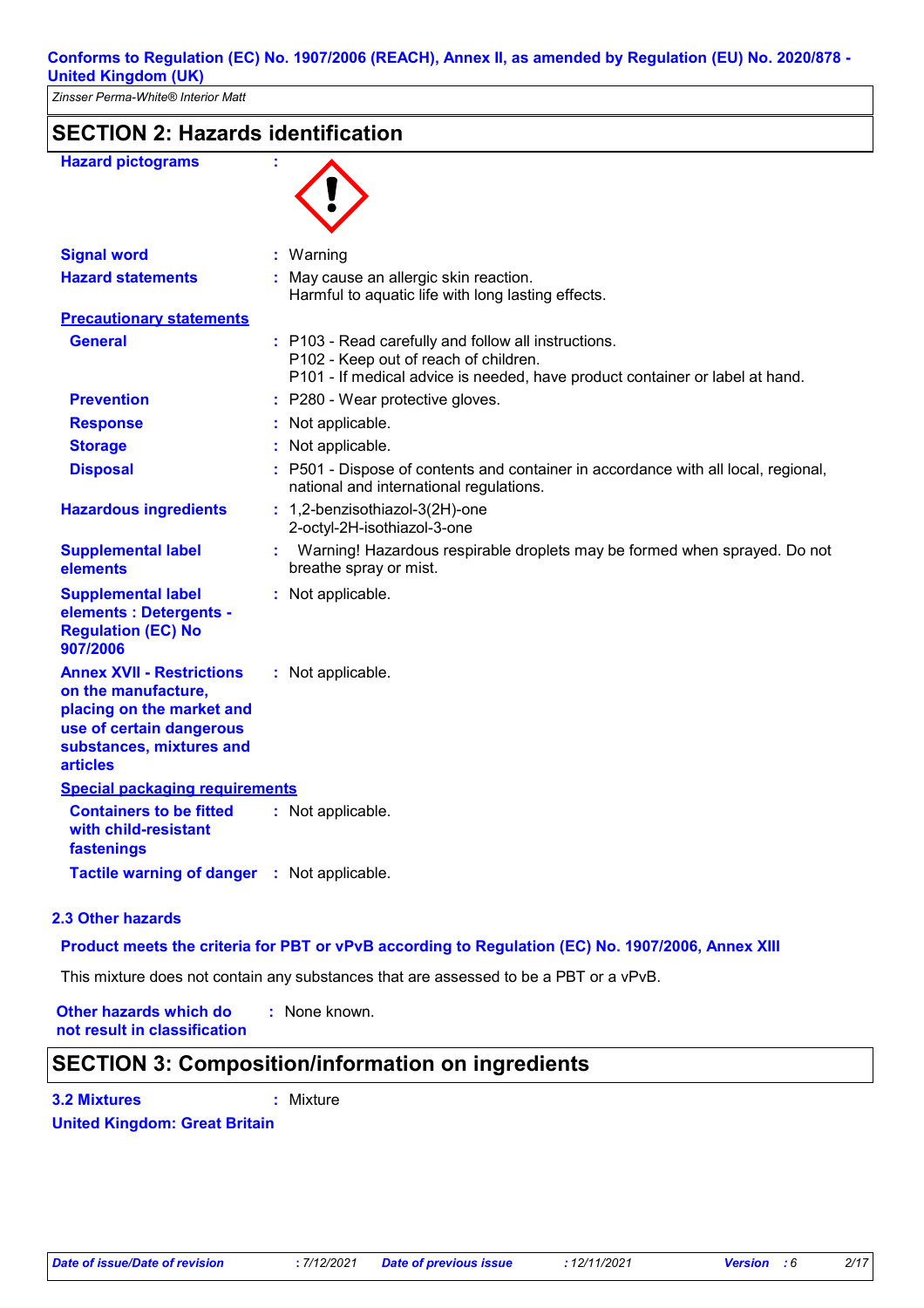## SECTION 2: Hazards identification

| | | |
|---|---|---|
| **Hazard pictograms** | : | |
| **Signal word** | : | Warning |
| **Hazard statements** | : | May cause an allergic skin reaction.<br>Harmful to aquatic life with long lasting effects. |

**Precautionary statements**

| | | |
|---|---|---|
| **General** | : | P103 - Read carefully and follow all instructions.<br>P102 - Keep out of reach of children.<br>P101 - If medical advice is needed, have product container or label at hand. |
| **Prevention** | : | P280 - Wear protective gloves. |
| **Response** | : | Not applicable. |
| **Storage** | : | Not applicable. |
| **Disposal** | : | P501 - Dispose of contents and container in accordance with all local, regional, national and international regulations. |
| **Hazardous ingredients** | : | 1,2-benzisothiazol-3(2H)-one<br>2-octyl-2H-isothiazol-3-one |
| **Supplemental label elements** | : | Warning! Hazardous respirable droplets may be formed when sprayed. Do not breathe spray or mist. |
| **Supplemental label elements : Detergents - Regulation (EC) No 907/2006** | : | Not applicable. |
| **Annex XVII - Restrictions on the manufacture, placing on the market and use of certain dangerous substances, mixtures and articles** | : | Not applicable. |

**Special packaging requirements**

| | | |
|---|---|---|
| **Containers to be fitted with child-resistant fastenings** | : | Not applicable. |
| **Tactile warning of danger** | : | Not applicable. |

### 2.3 Other hazards

**Product meets the criteria for PBT or vPvB according to Regulation (EC) No. 1907/2006, Annex XIII**

This mixture does not contain any substances that are assessed to be a PBT or a vPvB.

**Other hazards which do not result in classification** : None known.

## SECTION 3: Composition/information on ingredients

**3.2 Mixtures** : Mixture

**United Kingdom: Great Britain**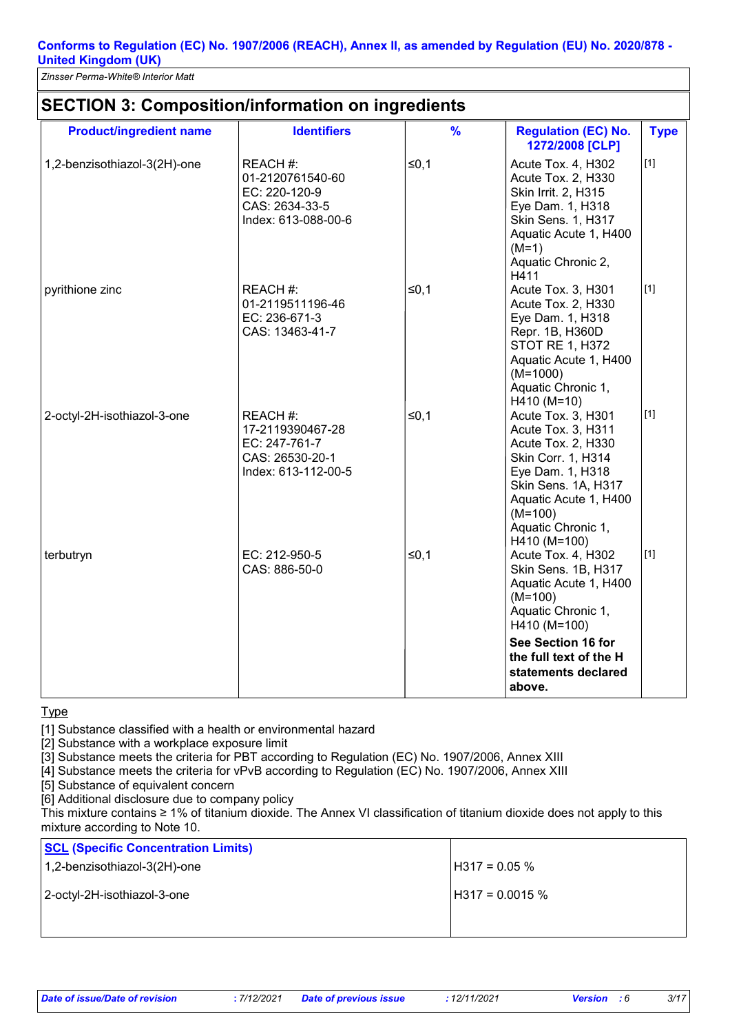**Conforms to Regulation (EC) No. 1907/2006 (REACH), Annex II, as amended by Regulation (EU) No. 2020/878 - United Kingdom (UK)**

*Zinsser Perma-White® Interior Matt*

## SECTION 3: Composition/information on ingredients

| Product/ingredient name | Identifiers | % | Regulation (EC) No. 1272/2008 [CLP] | Type |
|---|---|---|---|---|
| 1,2-benzisothiazol-3(2H)-one | REACH #: 01-2120761540-60<br>EC: 220-120-9<br>CAS: 2634-33-5<br>Index: 613-088-00-6 | ≤0,1 | Acute Tox. 4, H302<br>Acute Tox. 2, H330<br>Skin Irrit. 2, H315<br>Eye Dam. 1, H318<br>Skin Sens. 1, H317<br>Aquatic Acute 1, H400 (M=1)<br>Aquatic Chronic 2, H411 | [1] |
| pyrithione zinc | REACH #: 01-2119511196-46<br>EC: 236-671-3<br>CAS: 13463-41-7 | ≤0,1 | Acute Tox. 3, H301<br>Acute Tox. 2, H330<br>Eye Dam. 1, H318<br>Repr. 1B, H360D<br>STOT RE 1, H372<br>Aquatic Acute 1, H400 (M=1000)<br>Aquatic Chronic 1, H410 (M=10) | [1] |
| 2-octyl-2H-isothiazol-3-one | REACH #: 17-2119390467-28<br>EC: 247-761-7<br>CAS: 26530-20-1<br>Index: 613-112-00-5 | ≤0,1 | Acute Tox. 3, H301<br>Acute Tox. 3, H311<br>Acute Tox. 2, H330<br>Skin Corr. 1, H314<br>Eye Dam. 1, H318<br>Skin Sens. 1A, H317<br>Aquatic Acute 1, H400 (M=100)<br>Aquatic Chronic 1, H410 (M=100) | [1] |
| terbutryn | EC: 212-950-5<br>CAS: 886-50-0 | ≤0,1 | Acute Tox. 4, H302<br>Skin Sens. 1B, H317<br>Aquatic Acute 1, H400 (M=100)<br>Aquatic Chronic 1, H410 (M=100)<br>**See Section 16 for the full text of the H statements declared above.** | [1] |

Type

[1] Substance classified with a health or environmental hazard
[2] Substance with a workplace exposure limit
[3] Substance meets the criteria for PBT according to Regulation (EC) No. 1907/2006, Annex XIII
[4] Substance meets the criteria for vPvB according to Regulation (EC) No. 1907/2006, Annex XIII
[5] Substance of equivalent concern
[6] Additional disclosure due to company policy

This mixture contains ≥ 1% of titanium dioxide. The Annex VI classification of titanium dioxide does not apply to this mixture according to Note 10.

| SCL (Specific Concentration Limits) | |
|---|---|
| 1,2-benzisothiazol-3(2H)-one | H317 = 0.05 % |
| 2-octyl-2H-isothiazol-3-one | H317 = 0.0015 % |

*Date of issue/Date of revision* : 7/12/2021 *Date of previous issue* : 12/11/2021 *Version* : 6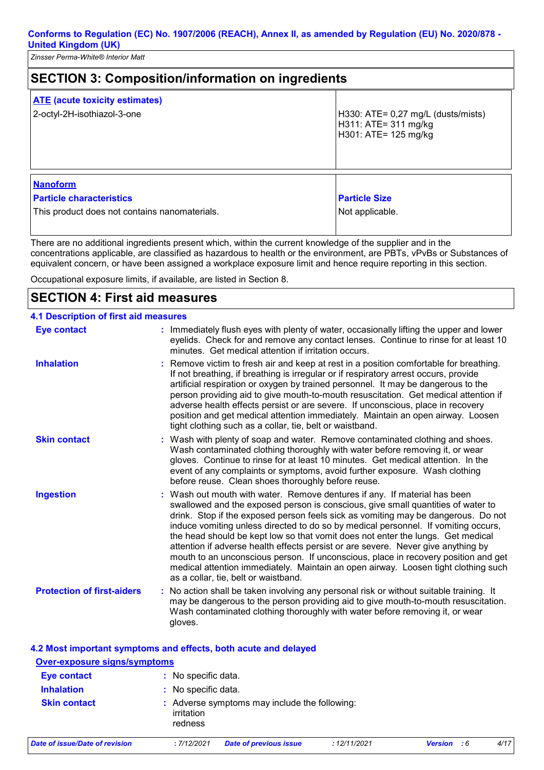## SECTION 3: Composition/information on ingredients

| ATE (acute toxicity estimates) | |
|---|---|
| 2-octyl-2H-isothiazol-3-one | H330: ATE= 0,27 mg/L (dusts/mists)<br>H311: ATE= 311 mg/kg<br>H301: ATE= 125 mg/kg |

| Nanoform | |
|---|---|
| **Particle characteristics** | **Particle Size** |
| This product does not contains nanomaterials. | Not applicable. |

There are no additional ingredients present which, within the current knowledge of the supplier and in the concentrations applicable, are classified as hazardous to health or the environment, are PBTs, vPvBs or Substances of equivalent concern, or have been assigned a workplace exposure limit and hence require reporting in this section.

Occupational exposure limits, if available, are listed in Section 8.

## SECTION 4: First aid measures

### 4.1 Description of first aid measures

**Eye contact** : Immediately flush eyes with plenty of water, occasionally lifting the upper and lower eyelids. Check for and remove any contact lenses. Continue to rinse for at least 10 minutes. Get medical attention if irritation occurs.

**Inhalation** : Remove victim to fresh air and keep at rest in a position comfortable for breathing. If not breathing, if breathing is irregular or if respiratory arrest occurs, provide artificial respiration or oxygen by trained personnel. It may be dangerous to the person providing aid to give mouth-to-mouth resuscitation. Get medical attention if adverse health effects persist or are severe. If unconscious, place in recovery position and get medical attention immediately. Maintain an open airway. Loosen tight clothing such as a collar, tie, belt or waistband.

**Skin contact** : Wash with plenty of soap and water. Remove contaminated clothing and shoes. Wash contaminated clothing thoroughly with water before removing it, or wear gloves. Continue to rinse for at least 10 minutes. Get medical attention. In the event of any complaints or symptoms, avoid further exposure. Wash clothing before reuse. Clean shoes thoroughly before reuse.

**Ingestion** : Wash out mouth with water. Remove dentures if any. If material has been swallowed and the exposed person is conscious, give small quantities of water to drink. Stop if the exposed person feels sick as vomiting may be dangerous. Do not induce vomiting unless directed to do so by medical personnel. If vomiting occurs, the head should be kept low so that vomit does not enter the lungs. Get medical attention if adverse health effects persist or are severe. Never give anything by mouth to an unconscious person. If unconscious, place in recovery position and get medical attention immediately. Maintain an open airway. Loosen tight clothing such as a collar, tie, belt or waistband.

**Protection of first-aiders** : No action shall be taken involving any personal risk or without suitable training. It may be dangerous to the person providing aid to give mouth-to-mouth resuscitation. Wash contaminated clothing thoroughly with water before removing it, or wear gloves.

### 4.2 Most important symptoms and effects, both acute and delayed

**Over-exposure signs/symptoms**

**Eye contact** : No specific data.

**Inhalation** : No specific data.

**Skin contact** : Adverse symptoms may include the following:
irritation
redness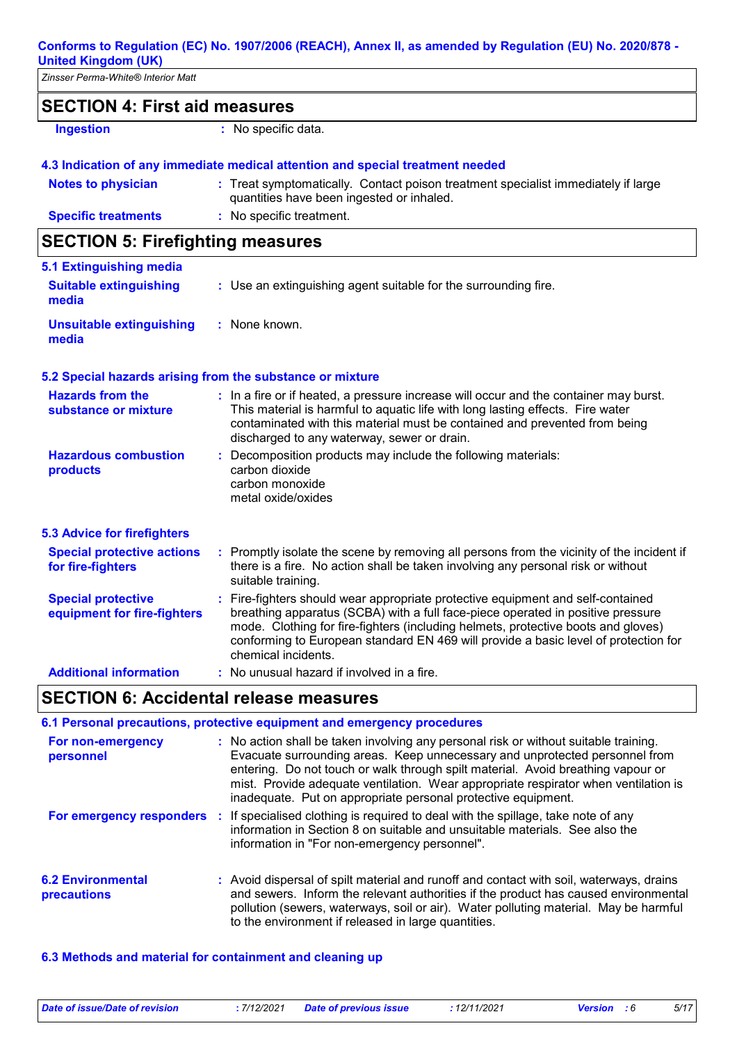## SECTION 4: First aid measures

| | |
|---|---|
| **Ingestion** | : No specific data. |

### 4.3 Indication of any immediate medical attention and special treatment needed

| | |
|---|---|
| **Notes to physician** | : Treat symptomatically. Contact poison treatment specialist immediately if large quantities have been ingested or inhaled. |
| **Specific treatments** | : No specific treatment. |

## SECTION 5: Firefighting measures

### 5.1 Extinguishing media

| | |
|---|---|
| **Suitable extinguishing media** | : Use an extinguishing agent suitable for the surrounding fire. |
| **Unsuitable extinguishing media** | : None known. |

### 5.2 Special hazards arising from the substance or mixture

| | |
|---|---|
| **Hazards from the substance or mixture** | : In a fire or if heated, a pressure increase will occur and the container may burst. This material is harmful to aquatic life with long lasting effects. Fire water contaminated with this material must be contained and prevented from being discharged to any waterway, sewer or drain. |
| **Hazardous combustion products** | : Decomposition products may include the following materials: carbon dioxide carbon monoxide metal oxide/oxides |

### 5.3 Advice for firefighters

| | |
|---|---|
| **Special protective actions for fire-fighters** | : Promptly isolate the scene by removing all persons from the vicinity of the incident if there is a fire. No action shall be taken involving any personal risk or without suitable training. |
| **Special protective equipment for fire-fighters** | : Fire-fighters should wear appropriate protective equipment and self-contained breathing apparatus (SCBA) with a full face-piece operated in positive pressure mode. Clothing for fire-fighters (including helmets, protective boots and gloves) conforming to European standard EN 469 will provide a basic level of protection for chemical incidents. |
| **Additional information** | : No unusual hazard if involved in a fire. |

## SECTION 6: Accidental release measures

### 6.1 Personal precautions, protective equipment and emergency procedures

| | |
|---|---|
| **For non-emergency personnel** | : No action shall be taken involving any personal risk or without suitable training. Evacuate surrounding areas. Keep unnecessary and unprotected personnel from entering. Do not touch or walk through spilt material. Avoid breathing vapour or mist. Provide adequate ventilation. Wear appropriate respirator when ventilation is inadequate. Put on appropriate personal protective equipment. |
| **For emergency responders** | : If specialised clothing is required to deal with the spillage, take note of any information in Section 8 on suitable and unsuitable materials. See also the information in "For non-emergency personnel". |

| | |
|---|---|
| **6.2 Environmental precautions** | : Avoid dispersal of spilt material and runoff and contact with soil, waterways, drains and sewers. Inform the relevant authorities if the product has caused environmental pollution (sewers, waterways, soil or air). Water polluting material. May be harmful to the environment if released in large quantities. |

### 6.3 Methods and material for containment and cleaning up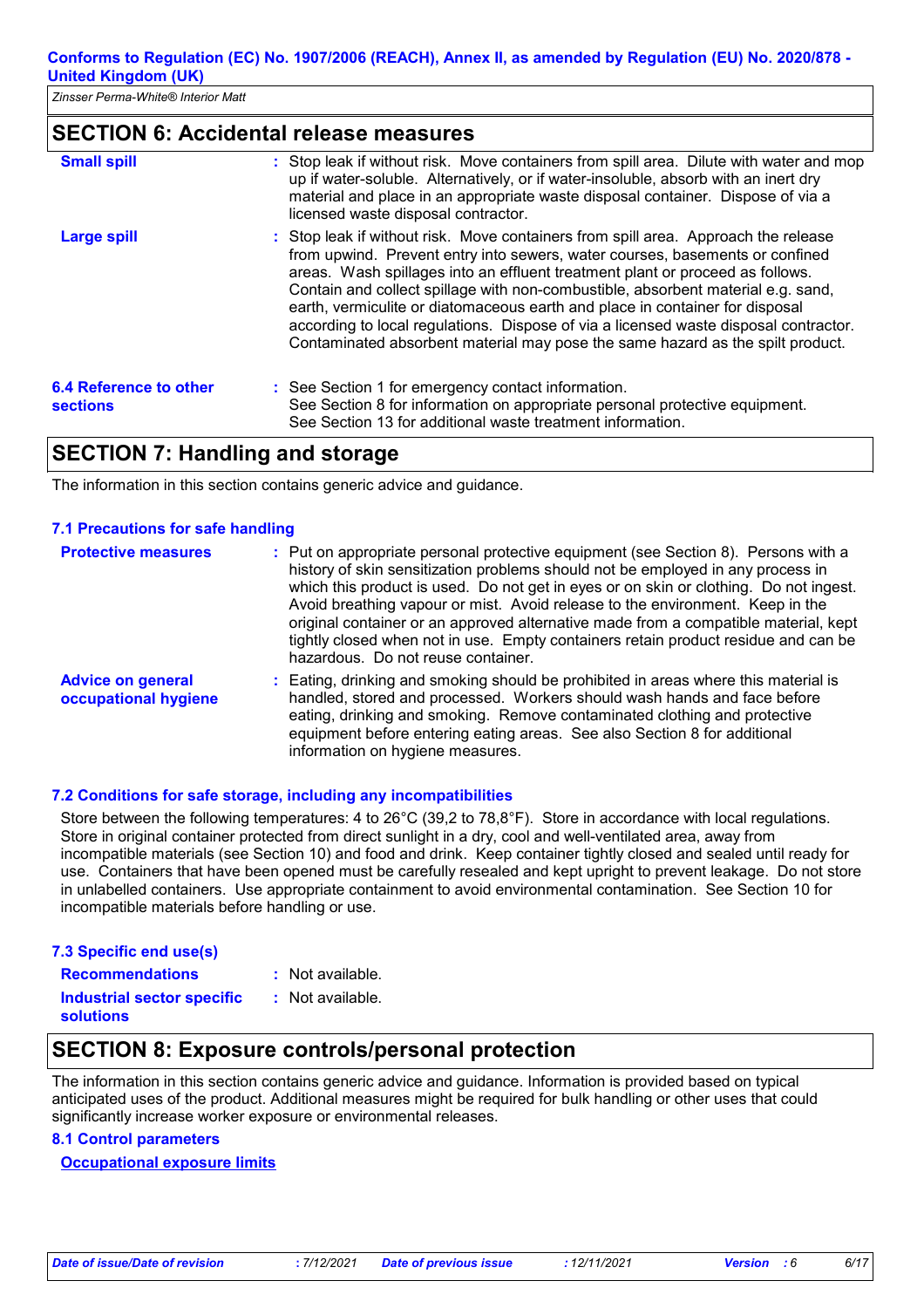## SECTION 6: Accidental release measures

**Small spill** : Stop leak if without risk. Move containers from spill area. Dilute with water and mop up if water-soluble. Alternatively, or if water-insoluble, absorb with an inert dry material and place in an appropriate waste disposal container. Dispose of via a licensed waste disposal contractor.

**Large spill** : Stop leak if without risk. Move containers from spill area. Approach the release from upwind. Prevent entry into sewers, water courses, basements or confined areas. Wash spillages into an effluent treatment plant or proceed as follows. Contain and collect spillage with non-combustible, absorbent material e.g. sand, earth, vermiculite or diatomaceous earth and place in container for disposal according to local regulations. Dispose of via a licensed waste disposal contractor. Contaminated absorbent material may pose the same hazard as the spilt product.

**6.4 Reference to other sections** : See Section 1 for emergency contact information.
See Section 8 for information on appropriate personal protective equipment.
See Section 13 for additional waste treatment information.

## SECTION 7: Handling and storage

The information in this section contains generic advice and guidance.

### 7.1 Precautions for safe handling

**Protective measures** : Put on appropriate personal protective equipment (see Section 8). Persons with a history of skin sensitization problems should not be employed in any process in which this product is used. Do not get in eyes or on skin or clothing. Do not ingest. Avoid breathing vapour or mist. Avoid release to the environment. Keep in the original container or an approved alternative made from a compatible material, kept tightly closed when not in use. Empty containers retain product residue and can be hazardous. Do not reuse container.

**Advice on general occupational hygiene** : Eating, drinking and smoking should be prohibited in areas where this material is handled, stored and processed. Workers should wash hands and face before eating, drinking and smoking. Remove contaminated clothing and protective equipment before entering eating areas. See also Section 8 for additional information on hygiene measures.

### 7.2 Conditions for safe storage, including any incompatibilities

Store between the following temperatures: 4 to 26°C (39,2 to 78,8°F). Store in accordance with local regulations. Store in original container protected from direct sunlight in a dry, cool and well-ventilated area, away from incompatible materials (see Section 10) and food and drink. Keep container tightly closed and sealed until ready for use. Containers that have been opened must be carefully resealed and kept upright to prevent leakage. Do not store in unlabelled containers. Use appropriate containment to avoid environmental contamination. See Section 10 for incompatible materials before handling or use.

### 7.3 Specific end use(s)

**Recommendations** : Not available.

**Industrial sector specific solutions** : Not available.

## SECTION 8: Exposure controls/personal protection

The information in this section contains generic advice and guidance. Information is provided based on typical anticipated uses of the product. Additional measures might be required for bulk handling or other uses that could significantly increase worker exposure or environmental releases.

### 8.1 Control parameters

**Occupational exposure limits**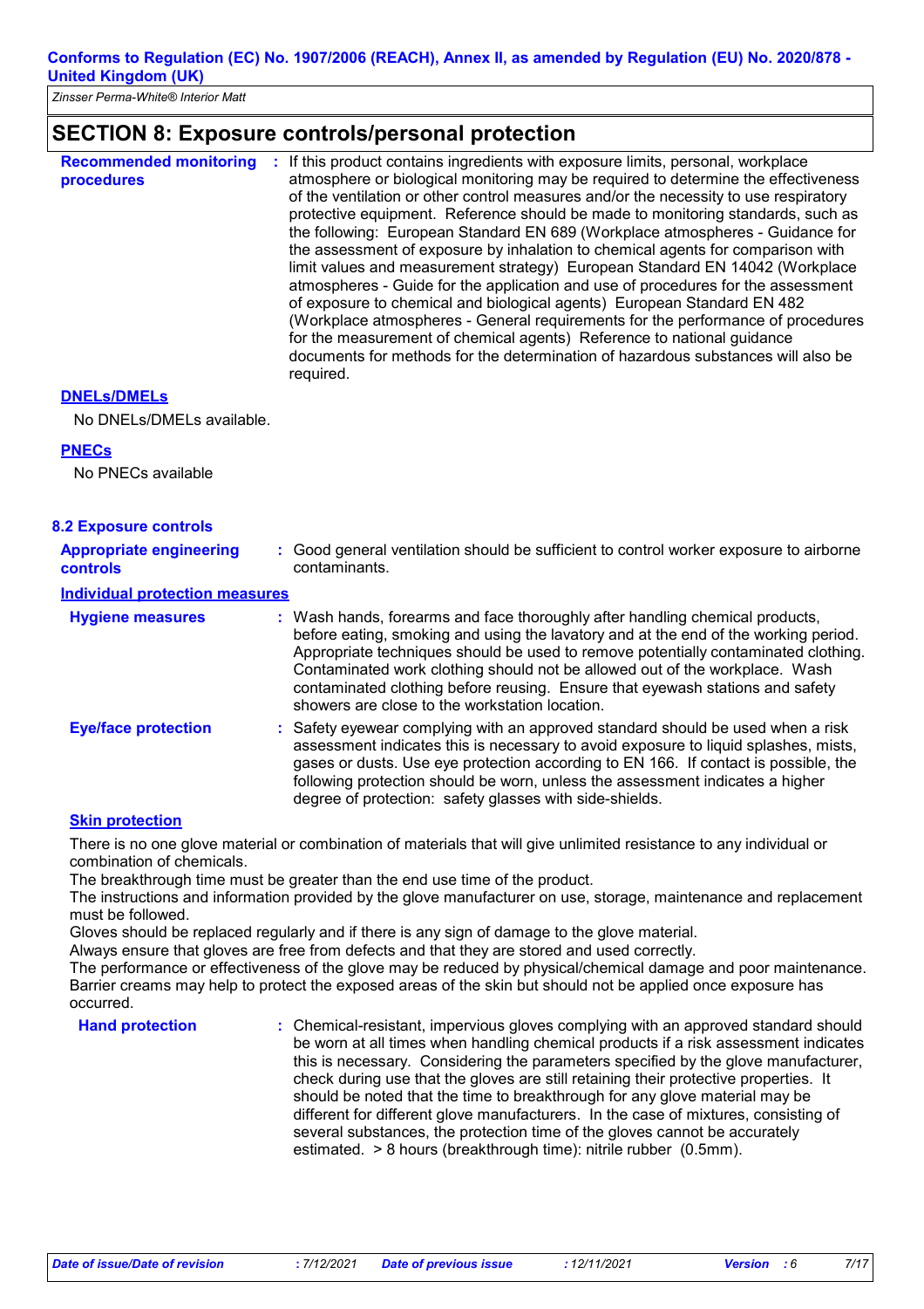## SECTION 8: Exposure controls/personal protection

**Recommended monitoring procedures** : If this product contains ingredients with exposure limits, personal, workplace atmosphere or biological monitoring may be required to determine the effectiveness of the ventilation or other control measures and/or the necessity to use respiratory protective equipment. Reference should be made to monitoring standards, such as the following: European Standard EN 689 (Workplace atmospheres - Guidance for the assessment of exposure by inhalation to chemical agents for comparison with limit values and measurement strategy) European Standard EN 14042 (Workplace atmospheres - Guide for the application and use of procedures for the assessment of exposure to chemical and biological agents) European Standard EN 482 (Workplace atmospheres - General requirements for the performance of procedures for the measurement of chemical agents) Reference to national guidance documents for methods for the determination of hazardous substances will also be required.

**DNELs/DMELs**

No DNELs/DMELs available.

**PNECs**

No PNECs available

### 8.2 Exposure controls

**Appropriate engineering controls** : Good general ventilation should be sufficient to control worker exposure to airborne contaminants.

**Individual protection measures**

**Hygiene measures** : Wash hands, forearms and face thoroughly after handling chemical products, before eating, smoking and using the lavatory and at the end of the working period. Appropriate techniques should be used to remove potentially contaminated clothing. Contaminated work clothing should not be allowed out of the workplace. Wash contaminated clothing before reusing. Ensure that eyewash stations and safety showers are close to the workstation location.

**Eye/face protection** : Safety eyewear complying with an approved standard should be used when a risk assessment indicates this is necessary to avoid exposure to liquid splashes, mists, gases or dusts. Use eye protection according to EN 166. If contact is possible, the following protection should be worn, unless the assessment indicates a higher degree of protection: safety glasses with side-shields.

**Skin protection**

There is no one glove material or combination of materials that will give unlimited resistance to any individual or combination of chemicals.
The breakthrough time must be greater than the end use time of the product.
The instructions and information provided by the glove manufacturer on use, storage, maintenance and replacement must be followed.
Gloves should be replaced regularly and if there is any sign of damage to the glove material.
Always ensure that gloves are free from defects and that they are stored and used correctly.
The performance or effectiveness of the glove may be reduced by physical/chemical damage and poor maintenance.
Barrier creams may help to protect the exposed areas of the skin but should not be applied once exposure has occurred.

**Hand protection** : Chemical-resistant, impervious gloves complying with an approved standard should be worn at all times when handling chemical products if a risk assessment indicates this is necessary. Considering the parameters specified by the glove manufacturer, check during use that the gloves are still retaining their protective properties. It should be noted that the time to breakthrough for any glove material may be different for different glove manufacturers. In the case of mixtures, consisting of several substances, the protection time of the gloves cannot be accurately estimated. > 8 hours (breakthrough time): nitrile rubber (0.5mm).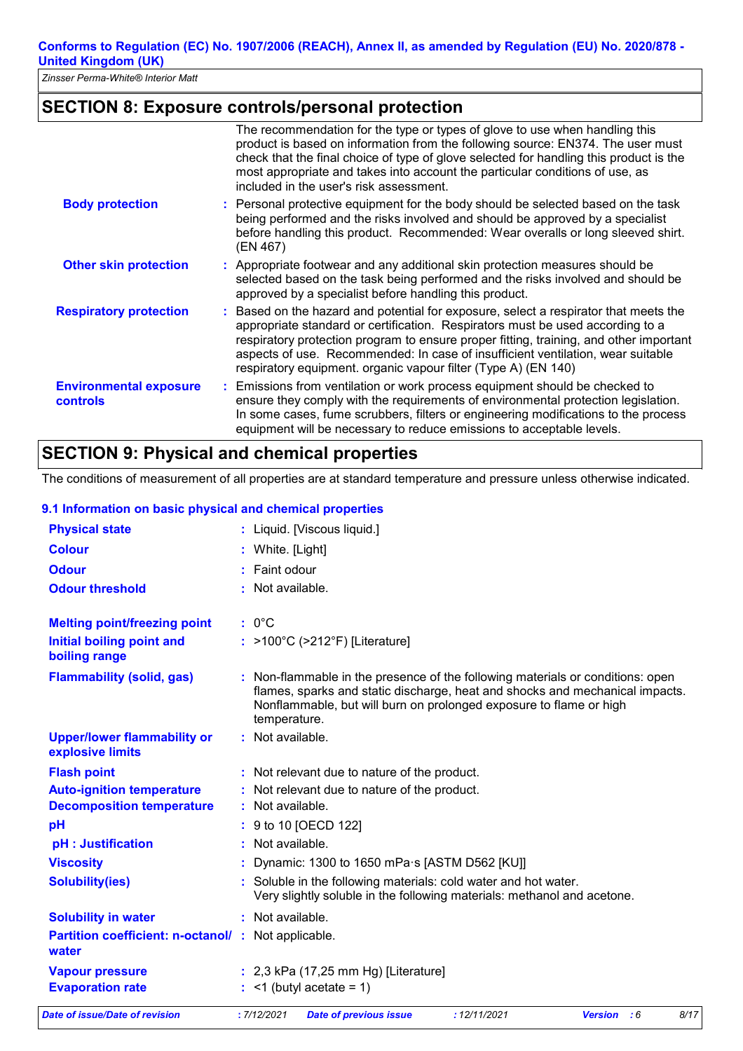## SECTION 8: Exposure controls/personal protection

The recommendation for the type or types of glove to use when handling this product is based on information from the following source: EN374. The user must check that the final choice of type of glove selected for handling this product is the most appropriate and takes into account the particular conditions of use, as included in the user's risk assessment.

**Body protection** : Personal protective equipment for the body should be selected based on the task being performed and the risks involved and should be approved by a specialist before handling this product. Recommended: Wear overalls or long sleeved shirt. (EN 467)

**Other skin protection** : Appropriate footwear and any additional skin protection measures should be selected based on the task being performed and the risks involved and should be approved by a specialist before handling this product.

**Respiratory protection** : Based on the hazard and potential for exposure, select a respirator that meets the appropriate standard or certification. Respirators must be used according to a respiratory protection program to ensure proper fitting, training, and other important aspects of use. Recommended: In case of insufficient ventilation, wear suitable respiratory equipment. organic vapour filter (Type A) (EN 140)

**Environmental exposure controls** : Emissions from ventilation or work process equipment should be checked to ensure they comply with the requirements of environmental protection legislation. In some cases, fume scrubbers, filters or engineering modifications to the process equipment will be necessary to reduce emissions to acceptable levels.

## SECTION 9: Physical and chemical properties

The conditions of measurement of all properties are at standard temperature and pressure unless otherwise indicated.

### 9.1 Information on basic physical and chemical properties

**Physical state** : Liquid. [Viscous liquid.]

**Colour** : White. [Light]

**Odour** : Faint odour

**Odour threshold** : Not available.

**Melting point/freezing point** : 0°C

**Initial boiling point and boiling range** : >100°C (>212°F) [Literature]

**Flammability (solid, gas)** : Non-flammable in the presence of the following materials or conditions: open flames, sparks and static discharge, heat and shocks and mechanical impacts. Nonflammable, but will burn on prolonged exposure to flame or high temperature.

**Upper/lower flammability or explosive limits** : Not available.

**Flash point** : Not relevant due to nature of the product.

**Auto-ignition temperature** : Not relevant due to nature of the product.

**Decomposition temperature** : Not available.

**pH** : 9 to 10 [OECD 122]

**pH : Justification** : Not available.

**Viscosity** : Dynamic: 1300 to 1650 mPa·s [ASTM D562 [KU]]

**Solubility(ies)** : Soluble in the following materials: cold water and hot water. Very slightly soluble in the following materials: methanol and acetone.

**Solubility in water** : Not available.

**Partition coefficient: n-octanol/ water** : Not applicable.

**Vapour pressure** : 2,3 kPa (17,25 mm Hg) [Literature]

**Evaporation rate** : <1 (butyl acetate = 1)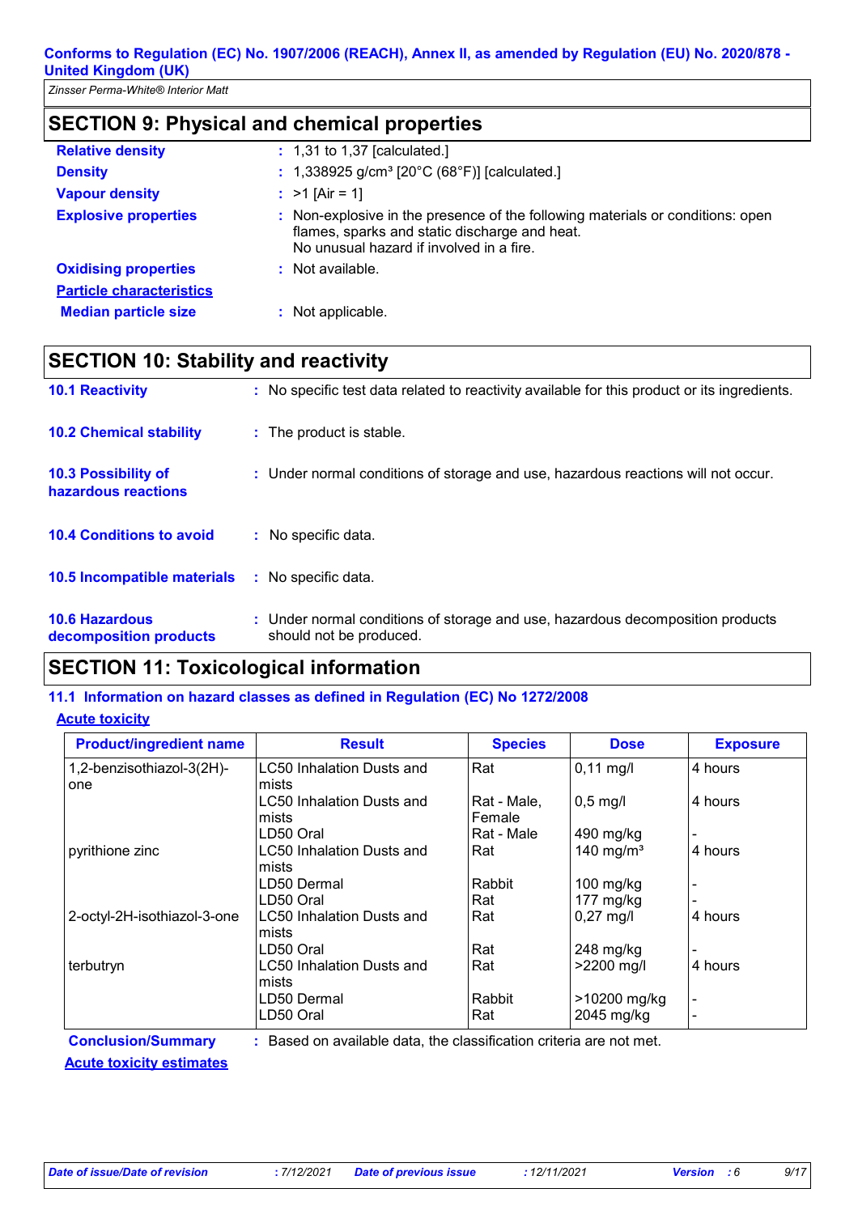## SECTION 9: Physical and chemical properties

| | |
|---|---|
| **Relative density** | : 1,31 to 1,37 [calculated.] |
| **Density** | : 1,338925 g/cm³ [20°C (68°F)] [calculated.] |
| **Vapour density** | : >1 [Air = 1] |
| **Explosive properties** | : Non-explosive in the presence of the following materials or conditions: open flames, sparks and static discharge and heat. No unusual hazard if involved in a fire. |
| **Oxidising properties** | : Not available. |

**Particle characteristics**

| | |
|---|---|
| **Median particle size** | : Not applicable. |

## SECTION 10: Stability and reactivity

| | |
|---|---|
| **10.1 Reactivity** | : No specific test data related to reactivity available for this product or its ingredients. |
| **10.2 Chemical stability** | : The product is stable. |
| **10.3 Possibility of hazardous reactions** | : Under normal conditions of storage and use, hazardous reactions will not occur. |
| **10.4 Conditions to avoid** | : No specific data. |
| **10.5 Incompatible materials** | : No specific data. |
| **10.6 Hazardous decomposition products** | : Under normal conditions of storage and use, hazardous decomposition products should not be produced. |

## SECTION 11: Toxicological information

### 11.1 Information on hazard classes as defined in Regulation (EC) No 1272/2008

**Acute toxicity**

| Product/ingredient name | Result | Species | Dose | Exposure |
|---|---|---|---|---|
| 1,2-benzisothiazol-3(2H)-one | LC50 Inhalation Dusts and mists | Rat | 0,11 mg/l | 4 hours |
| | LC50 Inhalation Dusts and mists | Rat - Male, Female | 0,5 mg/l | 4 hours |
| | LD50 Oral | Rat - Male | 490 mg/kg | - |
| pyrithione zinc | LC50 Inhalation Dusts and mists | Rat | 140 mg/m³ | 4 hours |
| | LD50 Dermal | Rabbit | 100 mg/kg | - |
| | LD50 Oral | Rat | 177 mg/kg | - |
| 2-octyl-2H-isothiazol-3-one | LC50 Inhalation Dusts and mists | Rat | 0,27 mg/l | 4 hours |
| | LD50 Oral | Rat | 248 mg/kg | - |
| terbutryn | LC50 Inhalation Dusts and mists | Rat | >2200 mg/l | 4 hours |
| | LD50 Dermal | Rabbit | >10200 mg/kg | - |
| | LD50 Oral | Rat | 2045 mg/kg | - |

**Conclusion/Summary** : Based on available data, the classification criteria are not met.

**Acute toxicity estimates**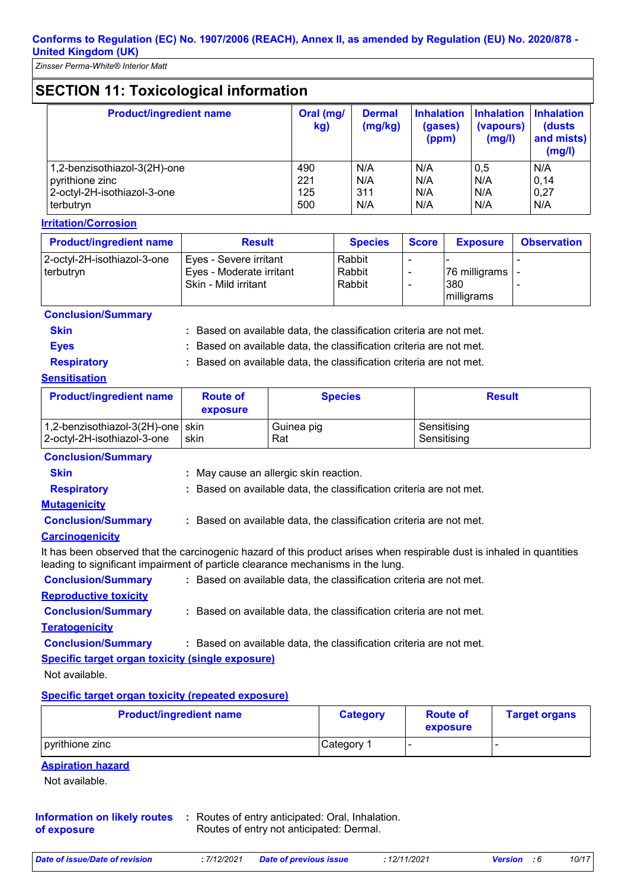## SECTION 11: Toxicological information

| Product/ingredient name | Oral (mg/kg) | Dermal (mg/kg) | Inhalation (gases) (ppm) | Inhalation (vapours) (mg/l) | Inhalation (dusts and mists) (mg/l) |
|---|---|---|---|---|---|
| 1,2-benzisothiazol-3(2H)-one | 490 | N/A | N/A | 0,5 | N/A |
| pyrithione zinc | 221 | N/A | N/A | N/A | 0,14 |
| 2-octyl-2H-isothiazol-3-one | 125 | 311 | N/A | N/A | 0,27 |
| terbutryn | 500 | N/A | N/A | N/A | N/A |

**Irritation/Corrosion**

| Product/ingredient name | Result | Species | Score | Exposure | Observation |
|---|---|---|---|---|---|
| 2-octyl-2H-isothiazol-3-one | Eyes - Severe irritant | Rabbit | - | - | - |
| terbutryn | Eyes - Moderate irritant | Rabbit | - | 76 milligrams | - |
| | Skin - Mild irritant | Rabbit | - | 380 milligrams | - |

**Conclusion/Summary**

**Skin** : Based on available data, the classification criteria are not met.

**Eyes** : Based on available data, the classification criteria are not met.

**Respiratory** : Based on available data, the classification criteria are not met.

**Sensitisation**

| Product/ingredient name | Route of exposure | Species | Result |
|---|---|---|---|
| 1,2-benzisothiazol-3(2H)-one | skin | Guinea pig | Sensitising |
| 2-octyl-2H-isothiazol-3-one | skin | Rat | Sensitising |

**Conclusion/Summary**

**Skin** : May cause an allergic skin reaction.

**Respiratory** : Based on available data, the classification criteria are not met.

**Mutagenicity**

**Conclusion/Summary** : Based on available data, the classification criteria are not met.

**Carcinogenicity**

It has been observed that the carcinogenic hazard of this product arises when respirable dust is inhaled in quantities leading to significant impairment of particle clearance mechanisms in the lung.

**Conclusion/Summary** : Based on available data, the classification criteria are not met.

**Reproductive toxicity**

**Conclusion/Summary** : Based on available data, the classification criteria are not met.

**Teratogenicity**

**Conclusion/Summary** : Based on available data, the classification criteria are not met.

**Specific target organ toxicity (single exposure)**

Not available.

**Specific target organ toxicity (repeated exposure)**

| Product/ingredient name | Category | Route of exposure | Target organs |
|---|---|---|---|
| pyrithione zinc | Category 1 | - | - |

**Aspiration hazard**

Not available.

**Information on likely routes of exposure** : Routes of entry anticipated: Oral, Inhalation.
Routes of entry not anticipated: Dermal.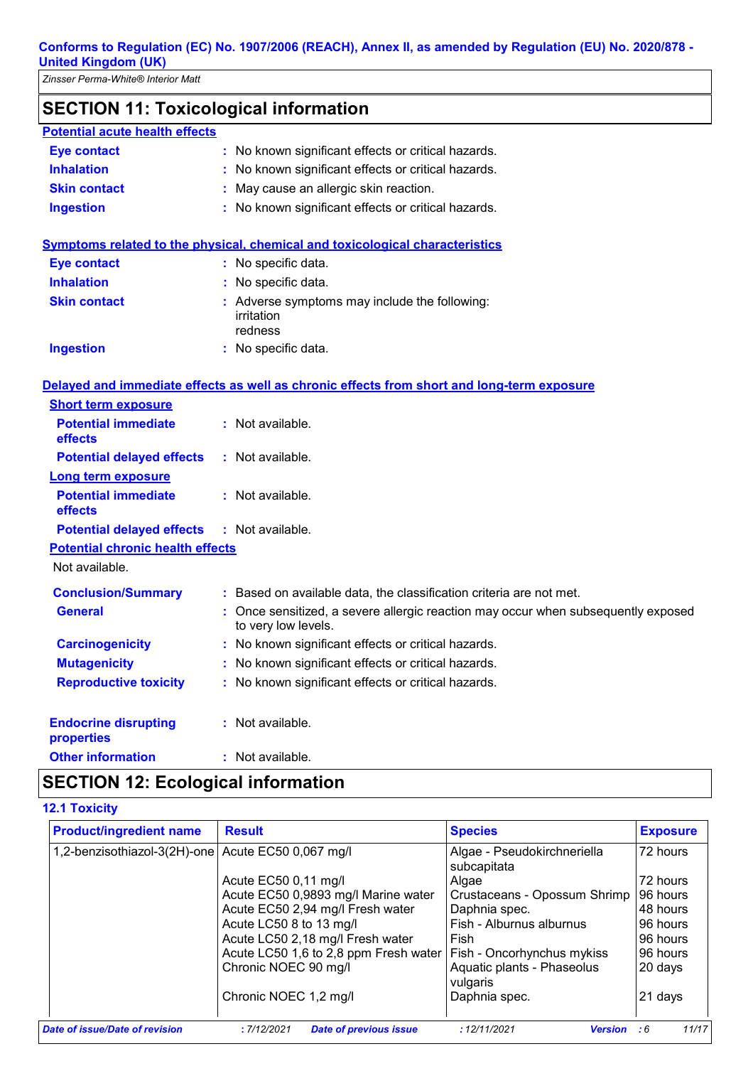Conforms to Regulation (EC) No. 1907/2006 (REACH), Annex II, as amended by Regulation (EU) No. 2020/878 - United Kingdom (UK)

*Zinsser Perma-White® Interior Matt*

## SECTION 11: Toxicological information

**Potential acute health effects**

| | | |
|---|---|---|
| **Eye contact** | : | No known significant effects or critical hazards. |
| **Inhalation** | : | No known significant effects or critical hazards. |
| **Skin contact** | : | May cause an allergic skin reaction. |
| **Ingestion** | : | No known significant effects or critical hazards. |

**Symptoms related to the physical, chemical and toxicological characteristics**

| | | |
|---|---|---|
| **Eye contact** | : | No specific data. |
| **Inhalation** | : | No specific data. |
| **Skin contact** | : | Adverse symptoms may include the following: irritation redness |
| **Ingestion** | : | No specific data. |

**Delayed and immediate effects as well as chronic effects from short and long-term exposure**

**Short term exposure**

| | | |
|---|---|---|
| **Potential immediate effects** | : | Not available. |
| **Potential delayed effects** | : | Not available. |

**Long term exposure**

| | | |
|---|---|---|
| **Potential immediate effects** | : | Not available. |
| **Potential delayed effects** | : | Not available. |

**Potential chronic health effects**

Not available.

| | | |
|---|---|---|
| **Conclusion/Summary** | : | Based on available data, the classification criteria are not met. |
| **General** | : | Once sensitized, a severe allergic reaction may occur when subsequently exposed to very low levels. |
| **Carcinogenicity** | : | No known significant effects or critical hazards. |
| **Mutagenicity** | : | No known significant effects or critical hazards. |
| **Reproductive toxicity** | : | No known significant effects or critical hazards. |

| | | |
|---|---|---|
| **Endocrine disrupting properties** | : | Not available. |
| **Other information** | : | Not available. |

## SECTION 12: Ecological information

### 12.1 Toxicity

| Product/ingredient name | Result | Species | Exposure |
|---|---|---|---|
| 1,2-benzisothiazol-3(2H)-one | Acute EC50 0,067 mg/l | Algae - Pseudokirchneriella subcapitata | 72 hours |
| | Acute EC50 0,11 mg/l | Algae | 72 hours |
| | Acute EC50 0,9893 mg/l Marine water | Crustaceans - Opossum Shrimp | 96 hours |
| | Acute EC50 2,94 mg/l Fresh water | Daphnia spec. | 48 hours |
| | Acute LC50 8 to 13 mg/l | Fish - Alburnus alburnus | 96 hours |
| | Acute LC50 2,18 mg/l Fresh water | Fish | 96 hours |
| | Acute LC50 1,6 to 2,8 ppm Fresh water | Fish - Oncorhynchus mykiss | 96 hours |
| | Chronic NOEC 90 mg/l | Aquatic plants - Phaseolus vulgaris | 20 days |
| | Chronic NOEC 1,2 mg/l | Daphnia spec. | 21 days |

| Date of issue/Date of revision | : 7/12/2021 | Date of previous issue | : 12/11/2021 | Version | : 6 |
|---|---|---|---|---|---|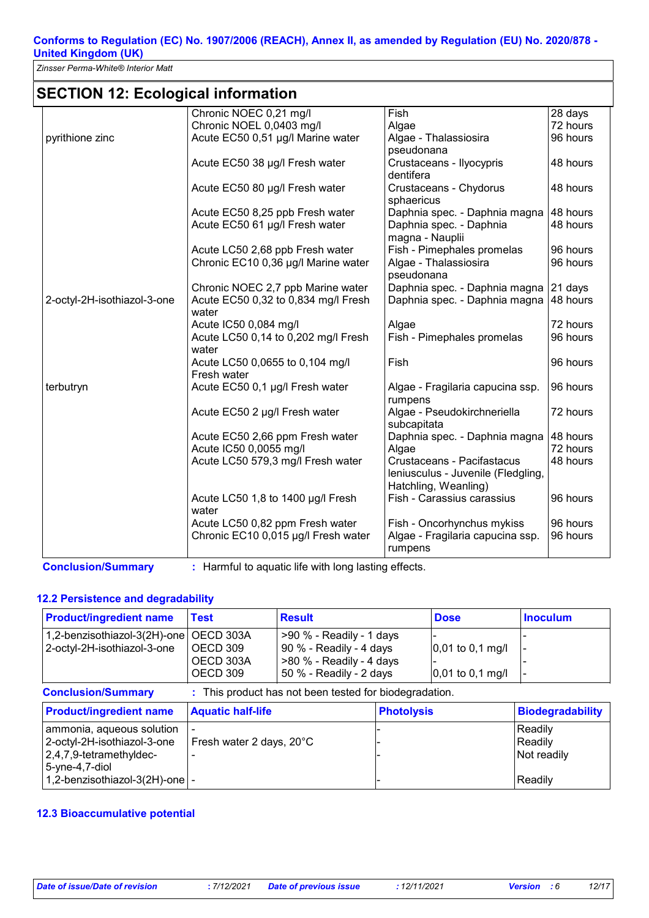## SECTION 12: Ecological information

| | | | |
|---|---|---|---|
| | Chronic NOEC 0,21 mg/l | Fish | 28 days |
| | Chronic NOEL 0,0403 mg/l | Algae | 72 hours |
| pyrithione zinc | Acute EC50 0,51 µg/l Marine water | Algae - Thalassiosira pseudonana | 96 hours |
| | Acute EC50 38 µg/l Fresh water | Crustaceans - Ilyocypris dentifera | 48 hours |
| | Acute EC50 80 µg/l Fresh water | Crustaceans - Chydorus sphaericus | 48 hours |
| | Acute EC50 8,25 ppb Fresh water | Daphnia spec. - Daphnia magna | 48 hours |
| | Acute EC50 61 µg/l Fresh water | Daphnia spec. - Daphnia magna - Nauplii | 48 hours |
| | Acute LC50 2,68 ppb Fresh water | Fish - Pimephales promelas | 96 hours |
| | Chronic EC10 0,36 µg/l Marine water | Algae - Thalassiosira pseudonana | 96 hours |
| | Chronic NOEC 2,7 ppb Marine water | Daphnia spec. - Daphnia magna | 21 days |
| 2-octyl-2H-isothiazol-3-one | Acute EC50 0,32 to 0,834 mg/l Fresh water | Daphnia spec. - Daphnia magna | 48 hours |
| | Acute IC50 0,084 mg/l | Algae | 72 hours |
| | Acute LC50 0,14 to 0,202 mg/l Fresh water | Fish - Pimephales promelas | 96 hours |
| | Acute LC50 0,0655 to 0,104 mg/l Fresh water | Fish | 96 hours |
| terbutryn | Acute EC50 0,1 µg/l Fresh water | Algae - Fragilaria capucina ssp. rumpens | 96 hours |
| | Acute EC50 2 µg/l Fresh water | Algae - Pseudokirchneriella subcapitata | 72 hours |
| | Acute EC50 2,66 ppm Fresh water | Daphnia spec. - Daphnia magna | 48 hours |
| | Acute IC50 0,0055 mg/l | Algae | 72 hours |
| | Acute LC50 579,3 mg/l Fresh water | Crustaceans - Pacifastacus leniusculus - Juvenile (Fledgling, Hatchling, Weanling) | 48 hours |
| | Acute LC50 1,8 to 1400 µg/l Fresh water | Fish - Carassius carassius | 96 hours |
| | Acute LC50 0,82 ppm Fresh water | Fish - Oncorhynchus mykiss | 96 hours |
| | Chronic EC10 0,015 µg/l Fresh water | Algae - Fragilaria capucina ssp. rumpens | 96 hours |

**Conclusion/Summary** : Harmful to aquatic life with long lasting effects.

### 12.2 Persistence and degradability

| Product/ingredient name | Test | Result | Dose | Inoculum |
|---|---|---|---|---|
| 1,2-benzisothiazol-3(2H)-one | OECD 303A | >90 % - Readily - 1 days | - | - |
| 2-octyl-2H-isothiazol-3-one | OECD 309 | 90 % - Readily - 4 days | 0,01 to 0,1 mg/l | - |
| | OECD 303A | >80 % - Readily - 4 days | - | - |
| | OECD 309 | 50 % - Readily - 2 days | 0,01 to 0,1 mg/l | - |

**Conclusion/Summary** : This product has not been tested for biodegradation.

| Product/ingredient name | Aquatic half-life | Photolysis | Biodegradability |
|---|---|---|---|
| ammonia, aqueous solution | - | - | Readily |
| 2-octyl-2H-isothiazol-3-one | Fresh water 2 days, 20°C | - | Readily |
| 2,4,7,9-tetramethyldec-5-yne-4,7-diol | - | - | Not readily |
| 1,2-benzisothiazol-3(2H)-one | - | - | Readily |

### 12.3 Bioaccumulative potential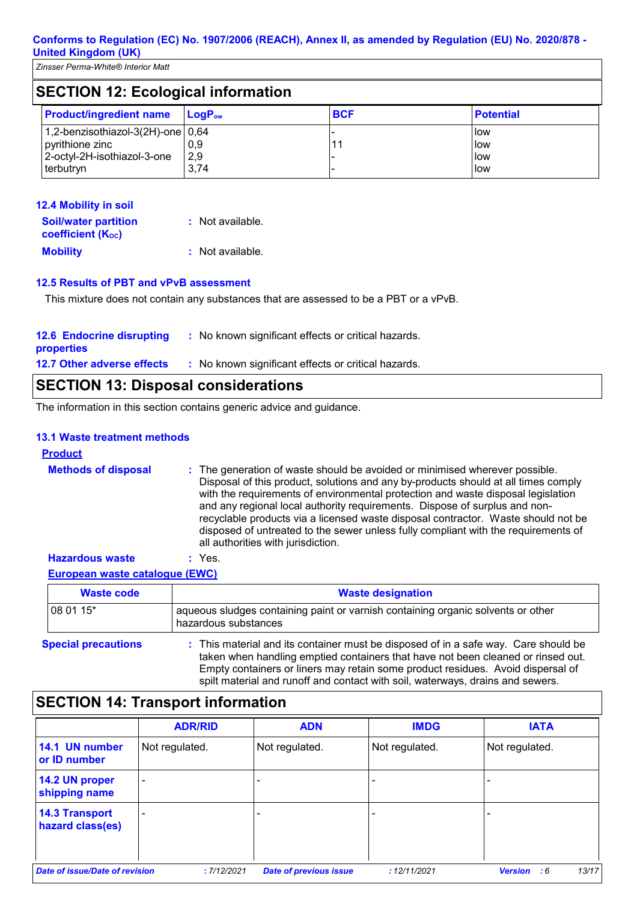Conforms to Regulation (EC) No. 1907/2006 (REACH), Annex II, as amended by Regulation (EU) No. 2020/878 - United Kingdom (UK)

*Zinsser Perma-White® Interior Matt*

## SECTION 12: Ecological information

| Product/ingredient name | $LogP_{ow}$ | BCF | Potential |
|---|---|---|---|
| 1,2-benzisothiazol-3(2H)-one | 0,64 | - | low |
| pyrithione zinc | 0,9 | 11 | low |
| 2-octyl-2H-isothiazol-3-one | 2,9 | - | low |
| terbutryn | 3,74 | - | low |

### 12.4 Mobility in soil

**Soil/water partition coefficient ($K_{OC}$)** : Not available.

**Mobility** : Not available.

### 12.5 Results of PBT and vPvB assessment

This mixture does not contain any substances that are assessed to be a PBT or a vPvB.

**12.6 Endocrine disrupting properties** : No known significant effects or critical hazards.

**12.7 Other adverse effects** : No known significant effects or critical hazards.

## SECTION 13: Disposal considerations

The information in this section contains generic advice and guidance.

### 13.1 Waste treatment methods

**Product**

**Methods of disposal** : The generation of waste should be avoided or minimised wherever possible. Disposal of this product, solutions and any by-products should at all times comply with the requirements of environmental protection and waste disposal legislation and any regional local authority requirements. Dispose of surplus and non-recyclable products via a licensed waste disposal contractor. Waste should not be disposed of untreated to the sewer unless fully compliant with the requirements of all authorities with jurisdiction.

**Hazardous waste** : Yes.

**European waste catalogue (EWC)**

| Waste code | Waste designation |
|---|---|
| 08 01 15* | aqueous sludges containing paint or varnish containing organic solvents or other hazardous substances |

**Special precautions** : This material and its container must be disposed of in a safe way. Care should be taken when handling emptied containers that have not been cleaned or rinsed out. Empty containers or liners may retain some product residues. Avoid dispersal of spilt material and runoff and contact with soil, waterways, drains and sewers.

## SECTION 14: Transport information

| | ADR/RID | ADN | IMDG | IATA |
|---|---|---|---|---|
| **14.1 UN number or ID number** | Not regulated. | Not regulated. | Not regulated. | Not regulated. |
| **14.2 UN proper shipping name** | - | - | - | - |
| **14.3 Transport hazard class(es)** | - | - | - | - |

*Date of issue/Date of revision* : 7/12/2021 *Date of previous issue* : 12/11/2021 *Version* : 6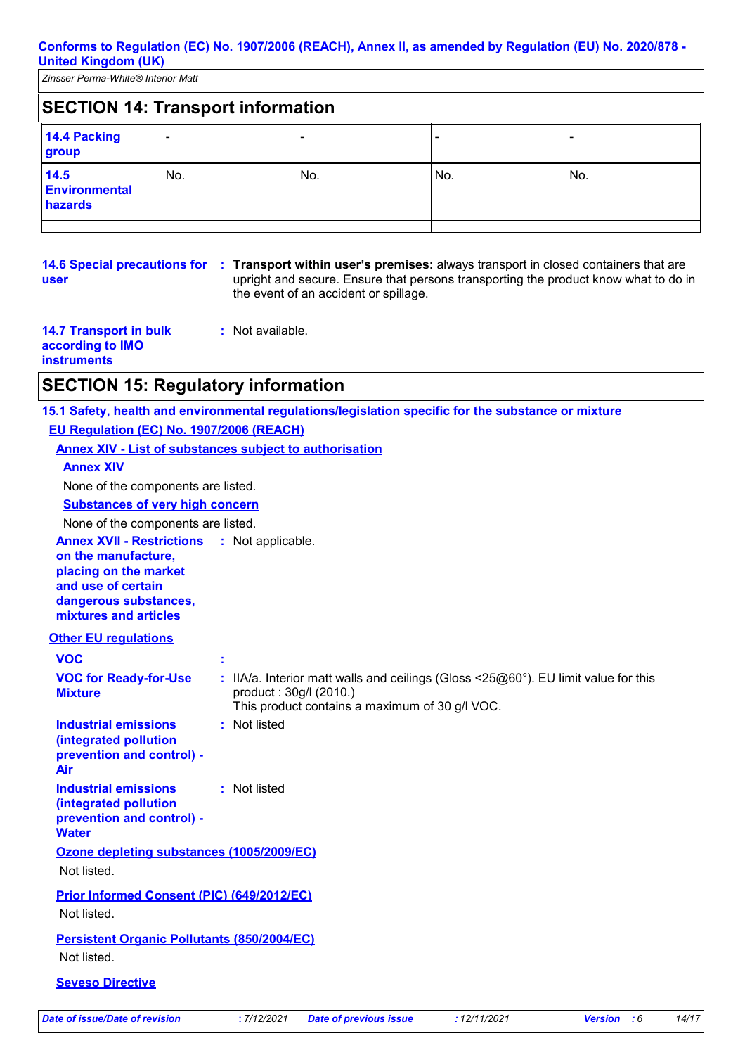## SECTION 14: Transport information

| | | | | |
|---|---|---|---|---|
| **14.4 Packing group** | - | - | - | - |
| **14.5 Environmental hazards** | No. | No. | No. | No. |
| | | | | |

**14.6 Special precautions for user** : **Transport within user's premises:** always transport in closed containers that are upright and secure. Ensure that persons transporting the product know what to do in the event of an accident or spillage.

**14.7 Transport in bulk according to IMO instruments** : Not available.

## SECTION 15: Regulatory information

### 15.1 Safety, health and environmental regulations/legislation specific for the substance or mixture

**EU Regulation (EC) No. 1907/2006 (REACH)**

**Annex XIV - List of substances subject to authorisation**

**Annex XIV**

None of the components are listed.

**Substances of very high concern**

None of the components are listed.

**Annex XVII - Restrictions on the manufacture, placing on the market and use of certain dangerous substances, mixtures and articles** : Not applicable.

**Other EU regulations**

**VOC** :

**VOC for Ready-for-Use Mixture** : IIA/a. Interior matt walls and ceilings (Gloss <25@60°). EU limit value for this product : 30g/l (2010.)
This product contains a maximum of 30 g/l VOC.

**Industrial emissions (integrated pollution prevention and control) - Air** : Not listed

**Industrial emissions (integrated pollution prevention and control) - Water** : Not listed

**Ozone depleting substances (1005/2009/EC)**

Not listed.

**Prior Informed Consent (PIC) (649/2012/EC)**

Not listed.

**Persistent Organic Pollutants (850/2004/EC)**

Not listed.

**Seveso Directive**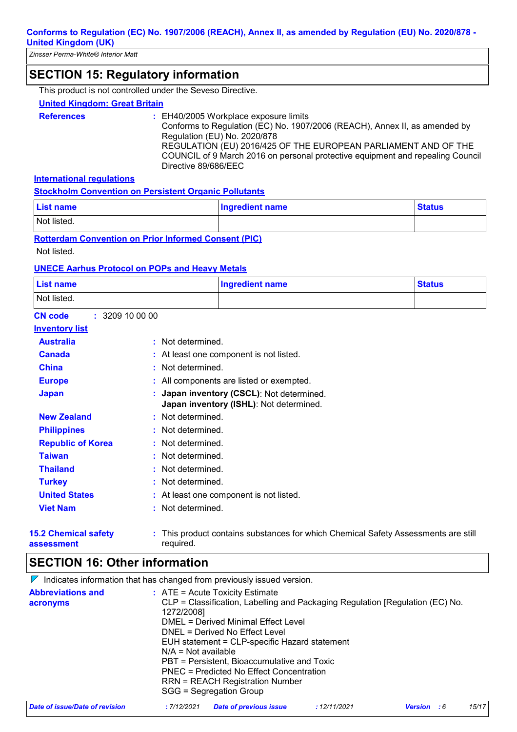## SECTION 15: Regulatory information

This product is not controlled under the Seveso Directive.

**United Kingdom: Great Britain**

**References** : EH40/2005 Workplace exposure limits
Conforms to Regulation (EC) No. 1907/2006 (REACH), Annex II, as amended by Regulation (EU) No. 2020/878
REGULATION (EU) 2016/425 OF THE EUROPEAN PARLIAMENT AND OF THE COUNCIL of 9 March 2016 on personal protective equipment and repealing Council Directive 89/686/EEC

**International regulations**

**Stockholm Convention on Persistent Organic Pollutants**

| List name | Ingredient name | Status |
|---|---|---|
| Not listed. | | |

**Rotterdam Convention on Prior Informed Consent (PIC)**

Not listed.

**UNECE Aarhus Protocol on POPs and Heavy Metals**

| List name | Ingredient name | Status |
|---|---|---|
| Not listed. | | |

**CN code** : 3209 10 00 00

**Inventory list**

**Australia** : Not determined.
**Canada** : At least one component is not listed.
**China** : Not determined.
**Europe** : All components are listed or exempted.
**Japan** : **Japan inventory (CSCL)**: Not determined.
**Japan inventory (ISHL)**: Not determined.
**New Zealand** : Not determined.
**Philippines** : Not determined.
**Republic of Korea** : Not determined.
**Taiwan** : Not determined.
**Thailand** : Not determined.
**Turkey** : Not determined.
**United States** : At least one component is not listed.
**Viet Nam** : Not determined.

**15.2 Chemical safety assessment** : This product contains substances for which Chemical Safety Assessments are still required.

## SECTION 16: Other information

Indicates information that has changed from previously issued version.

**Abbreviations and acronyms** : ATE = Acute Toxicity Estimate
CLP = Classification, Labelling and Packaging Regulation [Regulation (EC) No. 1272/2008]
DMEL = Derived Minimal Effect Level
DNEL = Derived No Effect Level
EUH statement = CLP-specific Hazard statement
N/A = Not available
PBT = Persistent, Bioaccumulative and Toxic
PNEC = Predicted No Effect Concentration
RRN = REACH Registration Number
SGG = Segregation Group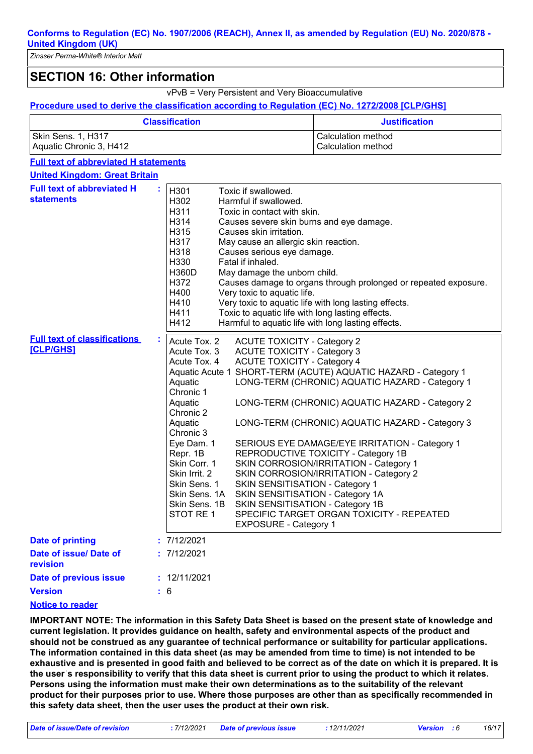## SECTION 16: Other information

vPvB = Very Persistent and Very Bioaccumulative

**Procedure used to derive the classification according to Regulation (EC) No. 1272/2008 [CLP/GHS]**

| Classification | Justification |
|---|---|
| Skin Sens. 1, H317<br>Aquatic Chronic 3, H412 | Calculation method<br>Calculation method |

**Full text of abbreviated H statements**

**United Kingdom: Great Britain**

**Full text of abbreviated H statements** :

| | |
|---|---|
| H301 | Toxic if swallowed. |
| H302 | Harmful if swallowed. |
| H311 | Toxic in contact with skin. |
| H314 | Causes severe skin burns and eye damage. |
| H315 | Causes skin irritation. |
| H317 | May cause an allergic skin reaction. |
| H318 | Causes serious eye damage. |
| H330 | Fatal if inhaled. |
| H360D | May damage the unborn child. |
| H372 | Causes damage to organs through prolonged or repeated exposure. |
| H400 | Very toxic to aquatic life. |
| H410 | Very toxic to aquatic life with long lasting effects. |
| H411 | Toxic to aquatic life with long lasting effects. |
| H412 | Harmful to aquatic life with long lasting effects. |

**Full text of classifications [CLP/GHS]** :

| | |
|---|---|
| Acute Tox. 2 | ACUTE TOXICITY - Category 2 |
| Acute Tox. 3 | ACUTE TOXICITY - Category 3 |
| Acute Tox. 4 | ACUTE TOXICITY - Category 4 |
| Aquatic Acute 1 | SHORT-TERM (ACUTE) AQUATIC HAZARD - Category 1 |
| Aquatic Chronic 1 | LONG-TERM (CHRONIC) AQUATIC HAZARD - Category 1 |
| Aquatic Chronic 2 | LONG-TERM (CHRONIC) AQUATIC HAZARD - Category 2 |
| Aquatic Chronic 3 | LONG-TERM (CHRONIC) AQUATIC HAZARD - Category 3 |
| Eye Dam. 1 | SERIOUS EYE DAMAGE/EYE IRRITATION - Category 1 |
| Repr. 1B | REPRODUCTIVE TOXICITY - Category 1B |
| Skin Corr. 1 | SKIN CORROSION/IRRITATION - Category 1 |
| Skin Irrit. 2 | SKIN CORROSION/IRRITATION - Category 2 |
| Skin Sens. 1 | SKIN SENSITISATION - Category 1 |
| Skin Sens. 1A | SKIN SENSITISATION - Category 1A |
| Skin Sens. 1B | SKIN SENSITISATION - Category 1B |
| STOT RE 1 | SPECIFIC TARGET ORGAN TOXICITY - REPEATED EXPOSURE - Category 1 |

**Date of printing** : 7/12/2021

**Date of issue/ Date of revision** : 7/12/2021

**Date of previous issue** : 12/11/2021

**Version** : 6

**Notice to reader**

**IMPORTANT NOTE: The information in this Safety Data Sheet is based on the present state of knowledge and current legislation. It provides guidance on health, safety and environmental aspects of the product and should not be construed as any guarantee of technical performance or suitability for particular applications. The information contained in this data sheet (as may be amended from time to time) is not intended to be exhaustive and is presented in good faith and believed to be correct as of the date on which it is prepared. It is the user's responsibility to verify that this data sheet is current prior to using the product to which it relates. Persons using the information must make their own determinations as to the suitability of the relevant product for their purposes prior to use. Where those purposes are other than as specifically recommended in this safety data sheet, then the user uses the product at their own risk.**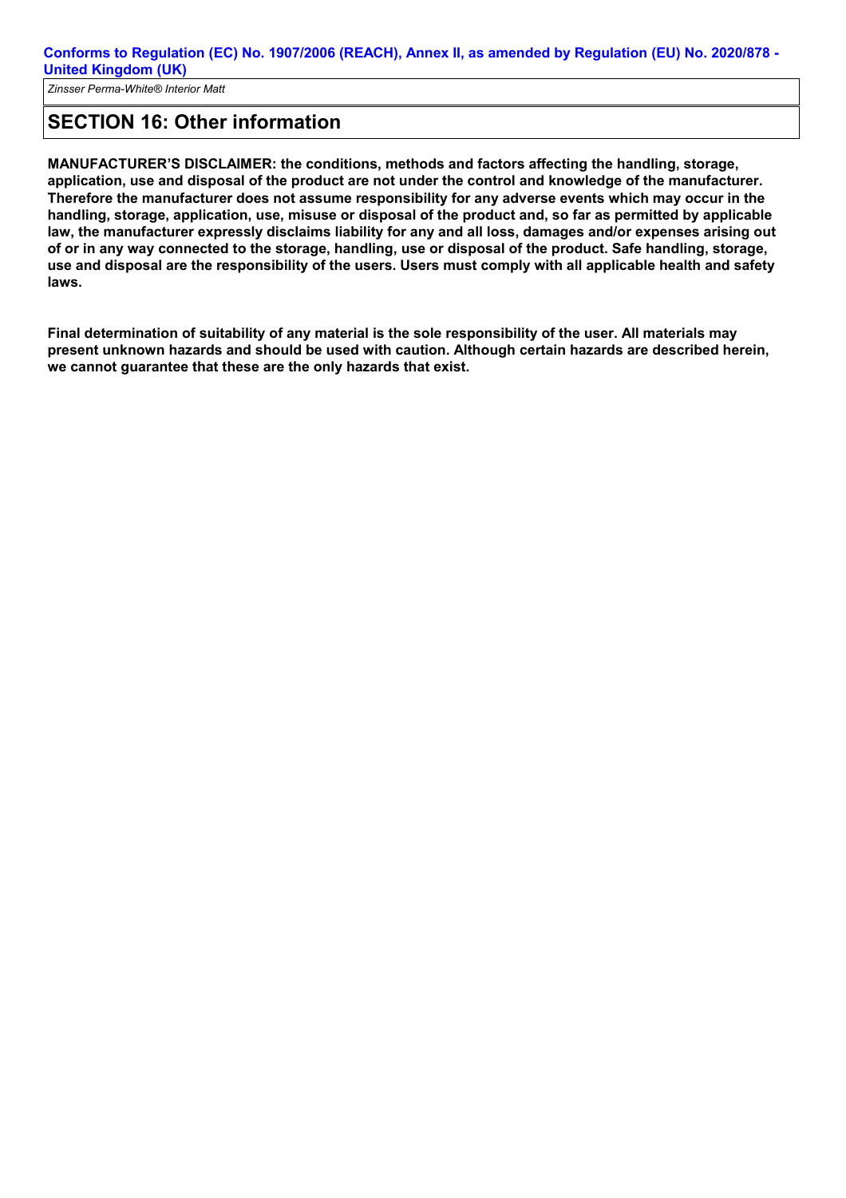## SECTION 16: Other information

**MANUFACTURER'S DISCLAIMER: the conditions, methods and factors affecting the handling, storage, application, use and disposal of the product are not under the control and knowledge of the manufacturer. Therefore the manufacturer does not assume responsibility for any adverse events which may occur in the handling, storage, application, use, misuse or disposal of the product and, so far as permitted by applicable law, the manufacturer expressly disclaims liability for any and all loss, damages and/or expenses arising out of or in any way connected to the storage, handling, use or disposal of the product. Safe handling, storage, use and disposal are the responsibility of the users. Users must comply with all applicable health and safety laws.**

**Final determination of suitability of any material is the sole responsibility of the user. All materials may present unknown hazards and should be used with caution. Although certain hazards are described herein, we cannot guarantee that these are the only hazards that exist.**